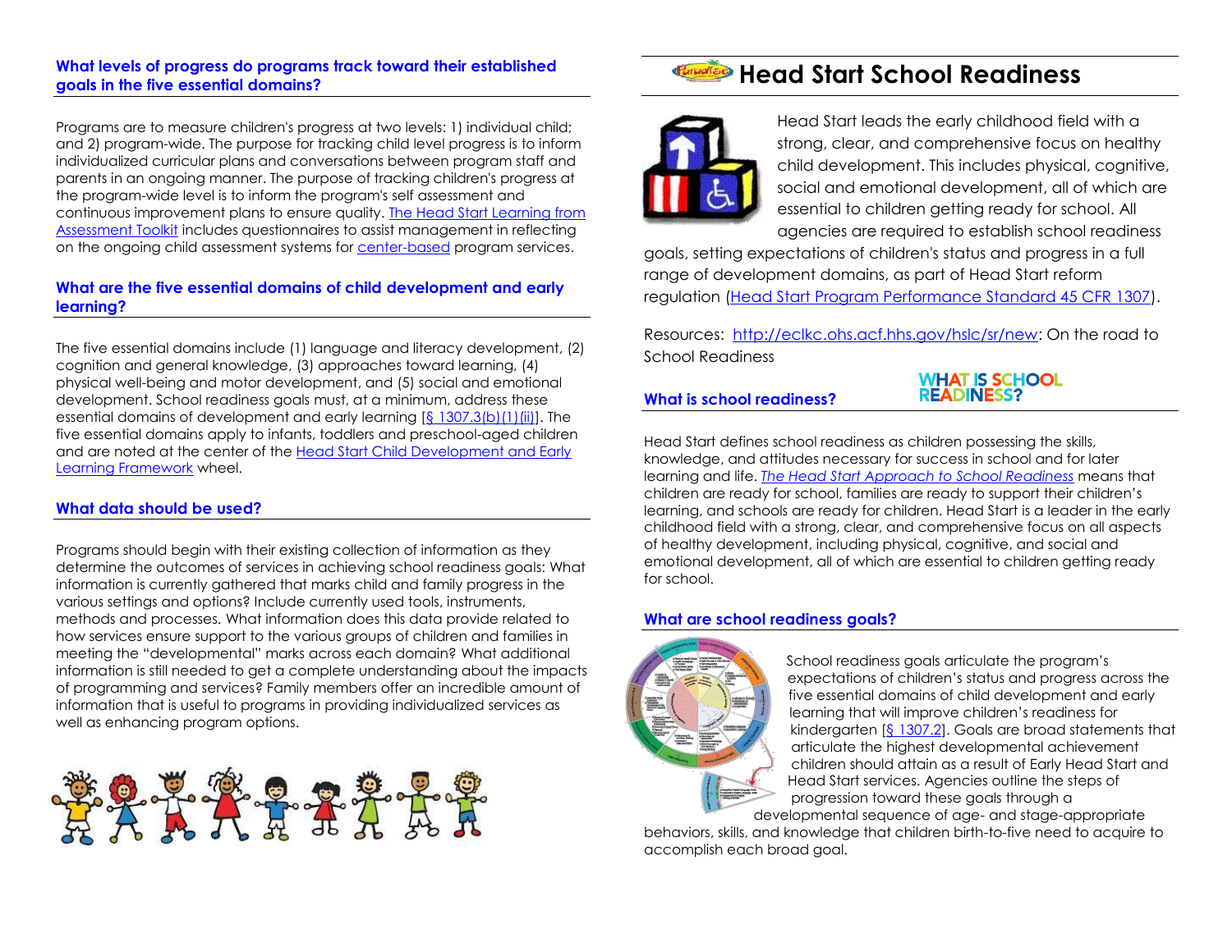## What levels of progress do programs track toward their established goals in the five essential domains?

Programs are to measure children's progress at two levels: 1) individual child; and 2) program-wide. The purpose for tracking child level progress is to inform individualized curricular plans and conversations between program staff and parents in an ongoing manner. The purpose of tracking children's progress at the program-wide level is to inform the program's self assessment and continuous improvement plans to ensure quality. The Head Start Learning from Assessment Toolkit includes questionnaires to assist management in reflecting on the ongoing child assessment systems for center-based program services.

## What are the five essential domains of child development and early learning?

The five essential domains include (1) language and literacy development, (2) cognition and general knowledge, (3) approaches toward learning, (4) physical well-being and motor development, and (5) social and emotional development. School readiness goals must, at a minimum, address these essential domains of development and early learning [§ 1307.3(b)(1)(ii)]. The five essential domains apply to infants, toddlers and preschool-aged children and are noted at the center of the Head Start Child Development and Early Learning Framework wheel.

## What data should be used?

Programs should begin with their existing collection of information as they determine the outcomes of services in achieving school readiness goals: What information is currently gathered that marks child and family progress in the various settings and options? Include currently used tools, instruments, methods and processes. What information does this data provide related to how services ensure support to the various groups of children and families in meeting the "developmental" marks across each domain? What additional information is still needed to get a complete understanding about the impacts of programming and services? Family members offer an incredible amount of information that is useful to programs in providing individualized services as well as enhancing program options.

# Head Start School Readiness

Head Start leads the early childhood field with a strong, clear, and comprehensive focus on healthy child development. This includes physical, cognitive, social and emotional development, all of which are essential to children getting ready for school. All agencies are required to establish school readiness goals, setting expectations of children's status and progress in a full range of development domains, as part of Head Start reform regulation (Head Start Program Performance Standard 45 CFR 1307).

Resources: http://eclkc.ohs.acf.hhs.gov/hslc/sr/new: On the road to School Readiness

## What is school readiness?

Head Start defines school readiness as children possessing the skills, knowledge, and attitudes necessary for success in school and for later learning and life. *The Head Start Approach to School Readiness* means that children are ready for school, families are ready to support their children's learning, and schools are ready for children. Head Start is a leader in the early childhood field with a strong, clear, and comprehensive focus on all aspects of healthy development, including physical, cognitive, and social and emotional development, all of which are essential to children getting ready for school.

## What are school readiness goals?

School readiness goals articulate the program's expectations of children's status and progress across the five essential domains of child development and early learning that will improve children's readiness for kindergarten [§ 1307.2]. Goals are broad statements that articulate the highest developmental achievement children should attain as a result of Early Head Start and Head Start services. Agencies outline the steps of progression toward these goals through a developmental sequence of age- and stage-appropriate behaviors, skills, and knowledge that children birth-to-five need to acquire to accomplish each broad goal.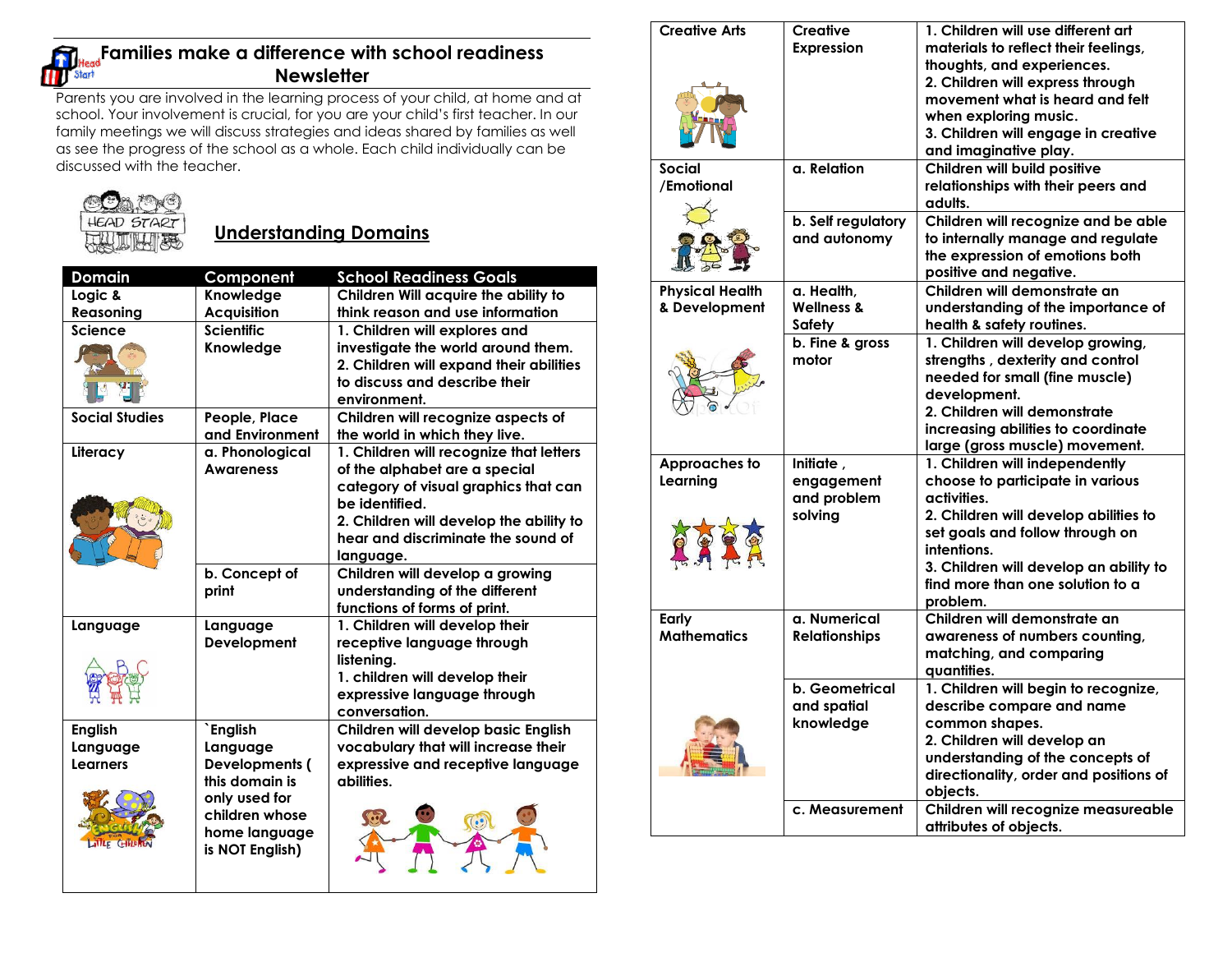# Families make a difference with school readiness Newsletter

Parents you are involved in the learning process of your child, at home and at school. Your involvement is crucial, for you are your child's first teacher. In our family meetings we will discuss strategies and ideas shared by families as well as see the progress of the school as a whole. Each child individually can be discussed with the teacher.

## Understanding Domains

| Domain | Component | School Readiness Goals |
|---|---|---|
| Logic & Reasoning | Knowledge Acquisition | Children Will acquire the ability to think reason and use information |
| Science | Scientific Knowledge | 1. Children will explores and investigate the world around them. 2. Children will expand their abilities to discuss and describe their environment. |
| Social Studies | People, Place and Environment | Children will recognize aspects of the world in which they live. |
| Literacy | a. Phonological Awareness | 1. Children will recognize that letters of the alphabet are a special category of visual graphics that can be identified. 2. Children will develop the ability to hear and discriminate the sound of language. |
| | b. Concept of print | Children will develop a growing understanding of the different functions of forms of print. |
| Language | Language Development | 1. Children will develop their receptive language through listening. 1. children will develop their expressive language through conversation. |
| English Language Learners | `English Language Developments ( this domain is only used for children whose home language is NOT English) | Children will develop basic English vocabulary that will increase their expressive and receptive language abilities. |
| Creative Arts | Creative Expression | 1. Children will use different art materials to reflect their feelings, thoughts, and experiences. 2. Children will express through movement what is heard and felt when exploring music. 3. Children will engage in creative and imaginative play. |
| Social /Emotional | a. Relation | Children will build positive relationships with their peers and adults. |
| | b. Self regulatory and autonomy | Children will recognize and be able to internally manage and regulate the expression of emotions both positive and negative. |
| Physical Health & Development | a. Health, Wellness & Safety | Children will demonstrate an understanding of the importance of health & safety routines. |
| | b. Fine & gross motor | 1. Children will develop growing, strengths , dexterity and control needed for small (fine muscle) development. 2. Children will demonstrate increasing abilities to coordinate large (gross muscle) movement. |
| Approaches to Learning | Initiate , engagement and problem solving | 1. Children will independently choose to participate in various activities. 2. Children will develop abilities to set goals and follow through on intentions. 3. Children will develop an ability to find more than one solution to a problem. |
| Early Mathematics | a. Numerical Relationships | Children will demonstrate an awareness of numbers counting, matching, and comparing quantities. |
| | b. Geometrical and spatial knowledge | 1. Children will begin to recognize, describe compare and name common shapes. 2. Children will develop an understanding of the concepts of directionality, order and positions of objects. |
| | c. Measurement | Children will recognize measureable attributes of objects. |